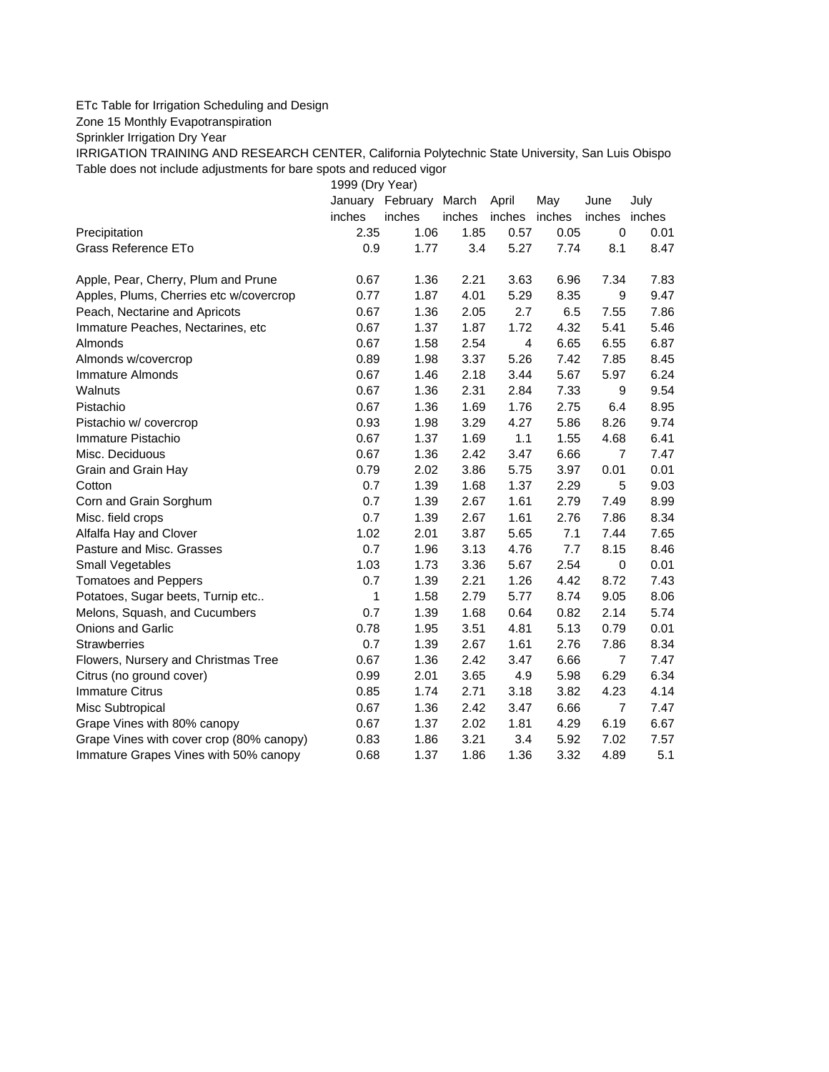ETc Table for Irrigation Scheduling and Design

Zone 15 Monthly Evapotranspiration

Sprinkler Irrigation Dry Year

IRRIGATION TRAINING AND RESEARCH CENTER, California Polytechnic State University, San Luis Obispo

Table does not include adjustments for bare spots and reduced vigor

| | 1999 (Dry Year) | | | | | | |
|---|---|---|---|---|---|---|---|
| | January | February | March | April | May | June | July |
| | inches | inches | inches | inches | inches | inches | inches |
| Precipitation | 2.35 | 1.06 | 1.85 | 0.57 | 0.05 | 0 | 0.01 |
| Grass Reference ETo | 0.9 | 1.77 | 3.4 | 5.27 | 7.74 | 8.1 | 8.47 |
| | | | | | | | |
| Apple, Pear, Cherry, Plum and Prune | 0.67 | 1.36 | 2.21 | 3.63 | 6.96 | 7.34 | 7.83 |
| Apples, Plums, Cherries etc w/covercrop | 0.77 | 1.87 | 4.01 | 5.29 | 8.35 | 9 | 9.47 |
| Peach, Nectarine and Apricots | 0.67 | 1.36 | 2.05 | 2.7 | 6.5 | 7.55 | 7.86 |
| Immature Peaches, Nectarines, etc | 0.67 | 1.37 | 1.87 | 1.72 | 4.32 | 5.41 | 5.46 |
| Almonds | 0.67 | 1.58 | 2.54 | 4 | 6.65 | 6.55 | 6.87 |
| Almonds w/covercrop | 0.89 | 1.98 | 3.37 | 5.26 | 7.42 | 7.85 | 8.45 |
| Immature Almonds | 0.67 | 1.46 | 2.18 | 3.44 | 5.67 | 5.97 | 6.24 |
| Walnuts | 0.67 | 1.36 | 2.31 | 2.84 | 7.33 | 9 | 9.54 |
| Pistachio | 0.67 | 1.36 | 1.69 | 1.76 | 2.75 | 6.4 | 8.95 |
| Pistachio w/ covercrop | 0.93 | 1.98 | 3.29 | 4.27 | 5.86 | 8.26 | 9.74 |
| Immature Pistachio | 0.67 | 1.37 | 1.69 | 1.1 | 1.55 | 4.68 | 6.41 |
| Misc. Deciduous | 0.67 | 1.36 | 2.42 | 3.47 | 6.66 | 7 | 7.47 |
| Grain and Grain Hay | 0.79 | 2.02 | 3.86 | 5.75 | 3.97 | 0.01 | 0.01 |
| Cotton | 0.7 | 1.39 | 1.68 | 1.37 | 2.29 | 5 | 9.03 |
| Corn and Grain Sorghum | 0.7 | 1.39 | 2.67 | 1.61 | 2.79 | 7.49 | 8.99 |
| Misc. field crops | 0.7 | 1.39 | 2.67 | 1.61 | 2.76 | 7.86 | 8.34 |
| Alfalfa Hay and Clover | 1.02 | 2.01 | 3.87 | 5.65 | 7.1 | 7.44 | 7.65 |
| Pasture and Misc. Grasses | 0.7 | 1.96 | 3.13 | 4.76 | 7.7 | 8.15 | 8.46 |
| Small Vegetables | 1.03 | 1.73 | 3.36 | 5.67 | 2.54 | 0 | 0.01 |
| Tomatoes and Peppers | 0.7 | 1.39 | 2.21 | 1.26 | 4.42 | 8.72 | 7.43 |
| Potatoes, Sugar beets, Turnip etc.. | 1 | 1.58 | 2.79 | 5.77 | 8.74 | 9.05 | 8.06 |
| Melons, Squash, and Cucumbers | 0.7 | 1.39 | 1.68 | 0.64 | 0.82 | 2.14 | 5.74 |
| Onions and Garlic | 0.78 | 1.95 | 3.51 | 4.81 | 5.13 | 0.79 | 0.01 |
| Strawberries | 0.7 | 1.39 | 2.67 | 1.61 | 2.76 | 7.86 | 8.34 |
| Flowers, Nursery and Christmas Tree | 0.67 | 1.36 | 2.42 | 3.47 | 6.66 | 7 | 7.47 |
| Citrus (no ground cover) | 0.99 | 2.01 | 3.65 | 4.9 | 5.98 | 6.29 | 6.34 |
| Immature Citrus | 0.85 | 1.74 | 2.71 | 3.18 | 3.82 | 4.23 | 4.14 |
| Misc Subtropical | 0.67 | 1.36 | 2.42 | 3.47 | 6.66 | 7 | 7.47 |
| Grape Vines with 80% canopy | 0.67 | 1.37 | 2.02 | 1.81 | 4.29 | 6.19 | 6.67 |
| Grape Vines with cover crop (80% canopy) | 0.83 | 1.86 | 3.21 | 3.4 | 5.92 | 7.02 | 7.57 |
| Immature Grapes Vines with 50% canopy | 0.68 | 1.37 | 1.86 | 1.36 | 3.32 | 4.89 | 5.1 |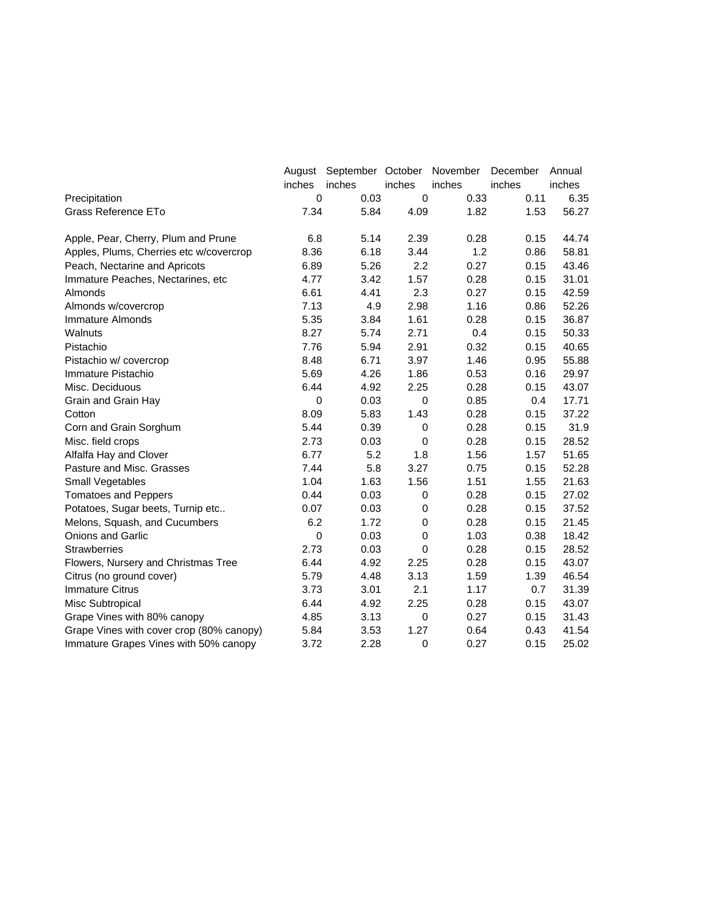| | August inches | September inches | October inches | November inches | December inches | Annual inches |
|---|---|---|---|---|---|---|
| Precipitation | 0 | 0.03 | 0 | 0.33 | 0.11 | 6.35 |
| Grass Reference ETo | 7.34 | 5.84 | 4.09 | 1.82 | 1.53 | 56.27 |
| | | | | | | |
| Apple, Pear, Cherry, Plum and Prune | 6.8 | 5.14 | 2.39 | 0.28 | 0.15 | 44.74 |
| Apples, Plums, Cherries etc w/covercrop | 8.36 | 6.18 | 3.44 | 1.2 | 0.86 | 58.81 |
| Peach, Nectarine and Apricots | 6.89 | 5.26 | 2.2 | 0.27 | 0.15 | 43.46 |
| Immature Peaches, Nectarines, etc | 4.77 | 3.42 | 1.57 | 0.28 | 0.15 | 31.01 |
| Almonds | 6.61 | 4.41 | 2.3 | 0.27 | 0.15 | 42.59 |
| Almonds w/covercrop | 7.13 | 4.9 | 2.98 | 1.16 | 0.86 | 52.26 |
| Immature Almonds | 5.35 | 3.84 | 1.61 | 0.28 | 0.15 | 36.87 |
| Walnuts | 8.27 | 5.74 | 2.71 | 0.4 | 0.15 | 50.33 |
| Pistachio | 7.76 | 5.94 | 2.91 | 0.32 | 0.15 | 40.65 |
| Pistachio w/ covercrop | 8.48 | 6.71 | 3.97 | 1.46 | 0.95 | 55.88 |
| Immature Pistachio | 5.69 | 4.26 | 1.86 | 0.53 | 0.16 | 29.97 |
| Misc. Deciduous | 6.44 | 4.92 | 2.25 | 0.28 | 0.15 | 43.07 |
| Grain and Grain Hay | 0 | 0.03 | 0 | 0.85 | 0.4 | 17.71 |
| Cotton | 8.09 | 5.83 | 1.43 | 0.28 | 0.15 | 37.22 |
| Corn and Grain Sorghum | 5.44 | 0.39 | 0 | 0.28 | 0.15 | 31.9 |
| Misc. field crops | 2.73 | 0.03 | 0 | 0.28 | 0.15 | 28.52 |
| Alfalfa Hay and Clover | 6.77 | 5.2 | 1.8 | 1.56 | 1.57 | 51.65 |
| Pasture and Misc. Grasses | 7.44 | 5.8 | 3.27 | 0.75 | 0.15 | 52.28 |
| Small Vegetables | 1.04 | 1.63 | 1.56 | 1.51 | 1.55 | 21.63 |
| Tomatoes and Peppers | 0.44 | 0.03 | 0 | 0.28 | 0.15 | 27.02 |
| Potatoes, Sugar beets, Turnip etc.. | 0.07 | 0.03 | 0 | 0.28 | 0.15 | 37.52 |
| Melons, Squash, and Cucumbers | 6.2 | 1.72 | 0 | 0.28 | 0.15 | 21.45 |
| Onions and Garlic | 0 | 0.03 | 0 | 1.03 | 0.38 | 18.42 |
| Strawberries | 2.73 | 0.03 | 0 | 0.28 | 0.15 | 28.52 |
| Flowers, Nursery and Christmas Tree | 6.44 | 4.92 | 2.25 | 0.28 | 0.15 | 43.07 |
| Citrus (no ground cover) | 5.79 | 4.48 | 3.13 | 1.59 | 1.39 | 46.54 |
| Immature Citrus | 3.73 | 3.01 | 2.1 | 1.17 | 0.7 | 31.39 |
| Misc Subtropical | 6.44 | 4.92 | 2.25 | 0.28 | 0.15 | 43.07 |
| Grape Vines with 80% canopy | 4.85 | 3.13 | 0 | 0.27 | 0.15 | 31.43 |
| Grape Vines with cover crop (80% canopy) | 5.84 | 3.53 | 1.27 | 0.64 | 0.43 | 41.54 |
| Immature Grapes Vines with 50% canopy | 3.72 | 2.28 | 0 | 0.27 | 0.15 | 25.02 |